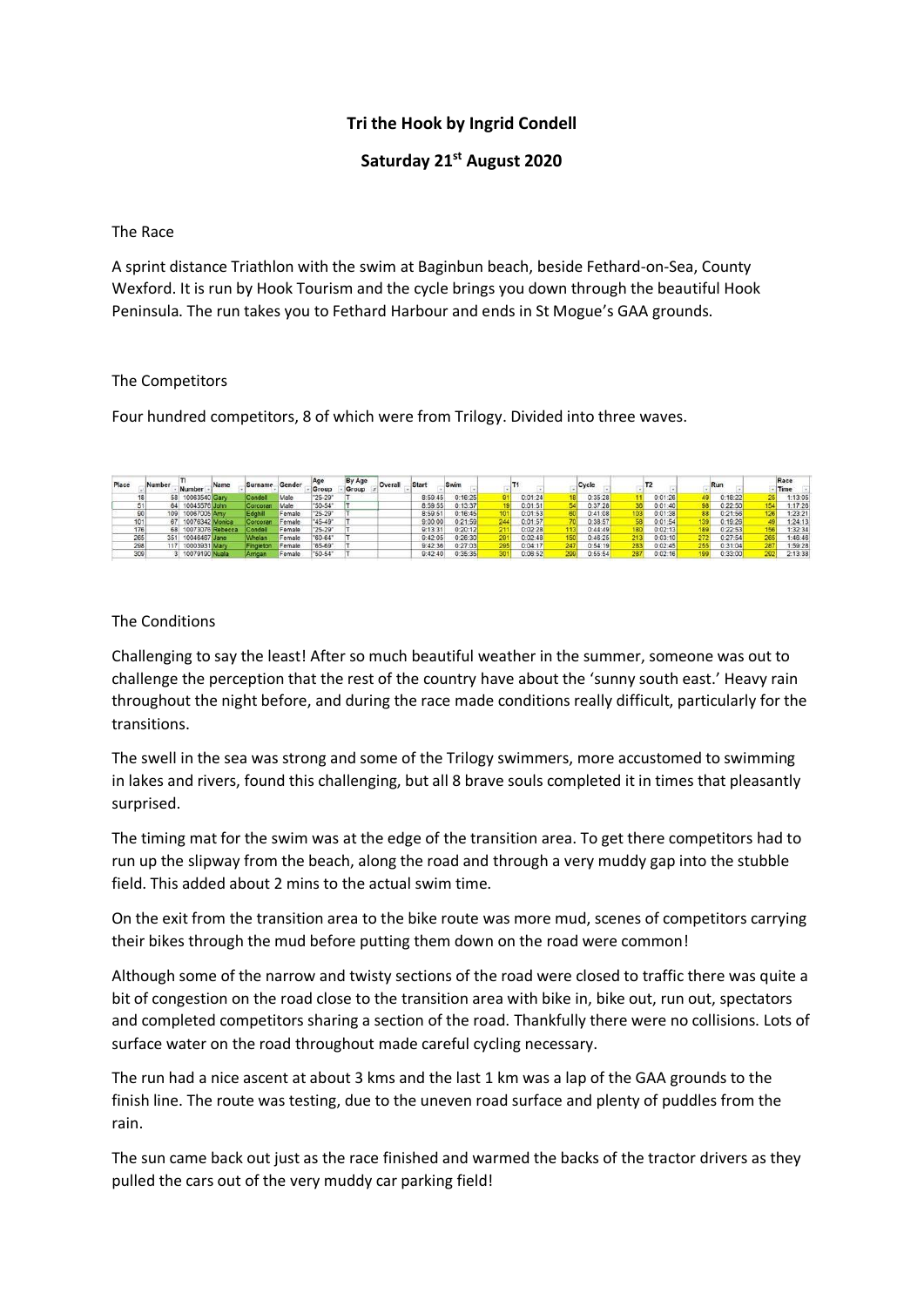**Tri the Hook by Ingrid Condell**

**Saturday 21st August 2020**

The Race

A sprint distance Triathlon with the swim at Baginbun beach, beside Fethard-on-Sea, County Wexford. It is run by Hook Tourism and the cycle brings you down through the beautiful Hook Peninsula. The run takes you to Fethard Harbour and ends in St Mogue's GAA grounds.

The Competitors

Four hundred competitors, 8 of which were from Trilogy. Divided into three waves.

| Place | Number | TI Number | Name | Surname | Gender | Age Group | By Age Group | Overall | Start | Swim | | T1 | | Cycle | | T2 | | Run | | Race Time |
|---|---|---|---|---|---|---|---|---|---|---|---|---|---|---|---|---|---|---|---|---|
| 18 | 58 | 10063540 | Gary | Condell | Male | "25-29" | T | | 8:59:45 | 0:16:25 | 61 | 0:01:24 | 18 | 0:35:28 | 11 | 0:01:26 | 49 | 0:18:22 | 25 | 1:13:05 |
| 51 | 64 | 10043576 | John | Corcoran | Male | "50-54" | T | | 8:59:55 | 0:13:37 | 19 | 0:01:51 | 54 | 0:37:28 | 36 | 0:01:40 | 98 | 0:22:50 | 154 | 1:17:26 |
| 90 | 109 | 10067005 | Amy | Edghill | Female | "25-29" | T | | 8:59:51 | 0:16:45 | 101 | 0:01:53 | 80 | 0:41:08 | 103 | 0:01:38 | 88 | 0:21:56 | 126 | 1:23:21 |
| 101 | 67 | 10076342 | Monica | Corcoran | Female | "45-49" | T | | 9:00:00 | 0:21:59 | 244 | 0:01:57 | 70 | 0:38:57 | 58 | 0:01:54 | 139 | 0:19:26 | 49 | 1:24:13 |
| 176 | 68 | 10073076 | Rebecca | Condell | Female | "25-29" | T | | 9:13:31 | 0:20:12 | 211 | 0:02:28 | 113 | 0:44:49 | 180 | 0:02:13 | 189 | 0:22:53 | 156 | 1:32:34 |
| 265 | 351 | 10046487 | Jane | Whelan | Female | "60-64" | T | | 9:42:05 | 0:26:30 | 281 | 0:02:48 | 150 | 0:48:25 | 213 | 0:03:10 | 272 | 0:27:54 | 265 | 1:48:46 |
| 298 | 117 | 10003931 | Mary | Fingleton | Female | "65-69" | T | | 9:42:36 | 0:27:03 | 295 | 0:04:17 | 247 | 0:54:19 | 283 | 0:02:45 | 255 | 0:31:04 | 287 | 1:59:28 |
| 309 | 3 | 10079100 | Nuala | Arrigan | Female | "50-54" | T | | 9:42:40 | 0:35:35 | 301 | 0:06:52 | 299 | 0:55:54 | 287 | 0:02:16 | 199 | 0:33:00 | 292 | 2:13:38 |

The Conditions

Challenging to say the least! After so much beautiful weather in the summer, someone was out to challenge the perception that the rest of the country have about the 'sunny south east.' Heavy rain throughout the night before, and during the race made conditions really difficult, particularly for the transitions.

The swell in the sea was strong and some of the Trilogy swimmers, more accustomed to swimming in lakes and rivers, found this challenging, but all 8 brave souls completed it in times that pleasantly surprised.

The timing mat for the swim was at the edge of the transition area. To get there competitors had to run up the slipway from the beach, along the road and through a very muddy gap into the stubble field. This added about 2 mins to the actual swim time.

On the exit from the transition area to the bike route was more mud, scenes of competitors carrying their bikes through the mud before putting them down on the road were common!

Although some of the narrow and twisty sections of the road were closed to traffic there was quite a bit of congestion on the road close to the transition area with bike in, bike out, run out, spectators and completed competitors sharing a section of the road. Thankfully there were no collisions. Lots of surface water on the road throughout made careful cycling necessary.

The run had a nice ascent at about 3 kms and the last 1 km was a lap of the GAA grounds to the finish line. The route was testing, due to the uneven road surface and plenty of puddles from the rain.

The sun came back out just as the race finished and warmed the backs of the tractor drivers as they pulled the cars out of the very muddy car parking field!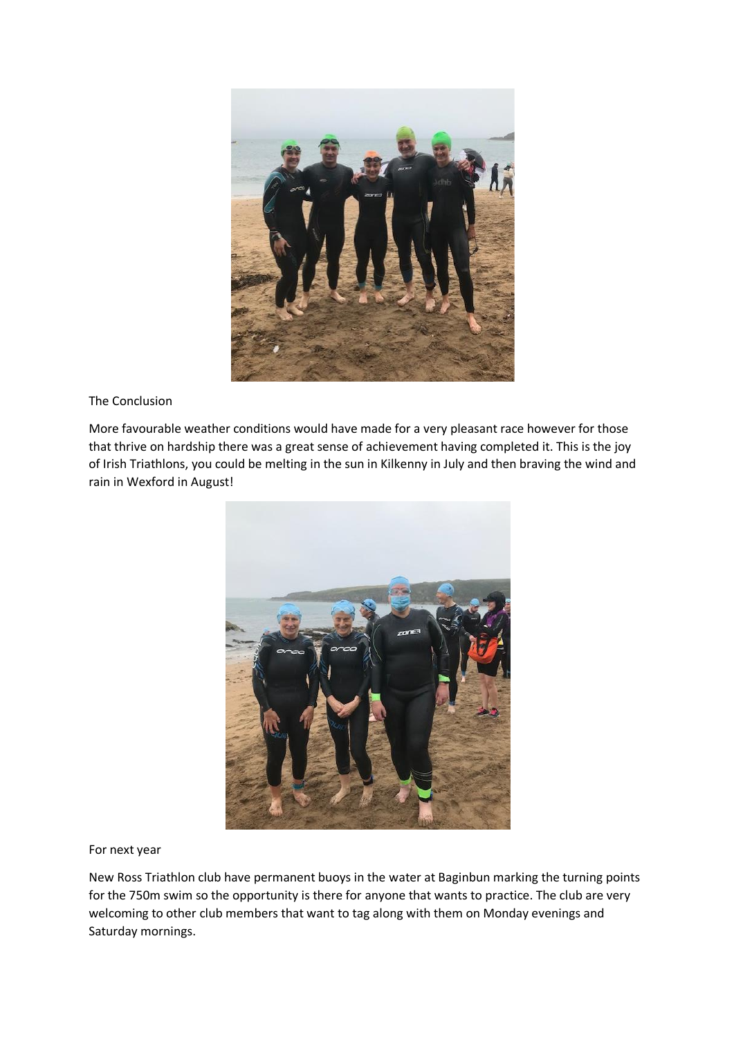## The Conclusion

More favourable weather conditions would have made for a very pleasant race however for those that thrive on hardship there was a great sense of achievement having completed it. This is the joy of Irish Triathlons, you could be melting in the sun in Kilkenny in July and then braving the wind and rain in Wexford in August!

## For next year

New Ross Triathlon club have permanent buoys in the water at Baginbun marking the turning points for the 750m swim so the opportunity is there for anyone that wants to practice. The club are very welcoming to other club members that want to tag along with them on Monday evenings and Saturday mornings.